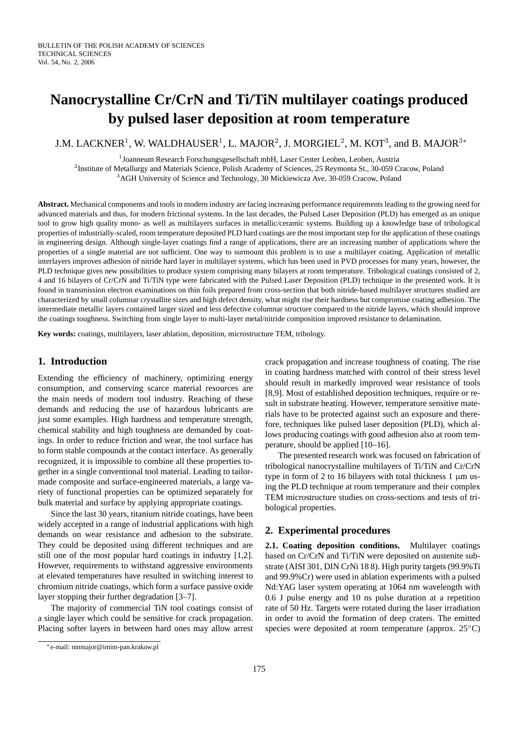# Nanocrystalline Cr/CrN and Ti/TiN multilayer coatings produced by pulsed laser deposition at room temperature

J.M. LACKNER[1], W. WALDHAUSER[1], L. MAJOR[2], J. MORGIEL[2], M. KOT[3], and B. MAJOR[3*]

[1] Joanneum Research Forschungsgesellschaft mbH, Laser Center Leoben, Leoben, Austria
[2] Institute of Metallurgy and Materials Science, Polish Academy of Sciences, 25 Reymonta St., 30-059 Cracow, Poland
[3] AGH University of Science and Technology, 30 Mickiewicza Ave, 30-059 Cracow, Poland

**Abstract.** Mechanical components and tools in modern industry are facing increasing performance requirements leading to the growing need for advanced materials and thus, for modern frictional systems. In the last decades, the Pulsed Laser Deposition (PLD) has emerged as an unique tool to grow high quality mono- as well as multilayers surfaces in metallic/ceramic systems. Building up a knowledge base of tribological properties of industrially-scaled, room temperature deposited PLD hard coatings are the most important step for the application of these coatings in engineering design. Although single-layer coatings find a range of applications, there are an increasing number of applications where the properties of a single material are not sufficient. One way to surmount this problem is to use a multilayer coating. Application of metallic interlayers improves adhesion of nitride hard layer in multilayer systems, which has been used in PVD processes for many years, however, the PLD technique gives new possibilities to produce system comprising many bilayers at room temperature. Tribological coatings consisted of 2, 4 and 16 bilayers of Cr/CrN and Ti/TiN type were fabricated with the Pulsed Laser Deposition (PLD) technique in the presented work. It is found in transmission electron examinations on thin foils prepared from cross-section that both nitride-based multilayer structures studied are characterized by small columnar crystallite sizes and high defect density, what might rise their hardness but compromise coating adhesion. The intermediate metallic layers contained larger sized and less defective columnar structure compared to the nitride layers, which should improve the coatings toughness. Switching from single layer to multi-layer metal/nitride composition improved resistance to delamination.

**Key words:** coatings, multilayers, laser ablation, deposition, microstructure TEM, tribology.

## 1. Introduction

Extending the efficiency of machinery, optimizing energy consumption, and conserving scarce material resources are the main needs of modern tool industry. Reaching of these demands and reducing the use of hazardous lubricants are just some examples. High hardness and temperature strength, chemical stability and high toughness are demanded by coatings. In order to reduce friction and wear, the tool surface has to form stable compounds at the contact interface. As generally recognized, it is impossible to combine all these properties together in a single conventional tool material. Leading to tailor-made composite and surface-engineered materials, a large variety of functional properties can be optimized separately for bulk material and surface by applying appropriate coatings.

Since the last 30 years, titanium nitride coatings, have been widely accepted in a range of industrial applications with high demands on wear resistance and adhesion to the substrate. They could be deposited using different techniques and are still one of the most popular hard coatings in industry [1,2]. However, requirements to withstand aggressive environments at elevated temperatures have resulted in switching interest to chromium nitride coatings, which form a surface passive oxide layer stopping their further degradation [3–7].

The majority of commercial TiN tool coatings consist of a single layer which could be sensitive for crack propagation. Placing softer layers in between hard ones may allow arrest crack propagation and increase toughness of coating. The rise in coating hardness matched with control of their stress level should result in markedly improved wear resistance of tools [8,9]. Most of established deposition techniques, require or result in substrate heating. However, temperature sensitive materials have to be protected against such an exposure and therefore, techniques like pulsed laser deposition (PLD), which allows producing coatings with good adhesion also at room temperature, should be applied [10–16].

The presented research work was focused on fabrication of tribological nanocrystalline multilayers of Ti/TiN and Cr/CrN type in form of 2 to 16 bilayers with total thickness 1 μm using the PLD technique at room temperature and their complex TEM microstructure studies on cross-sections and tests of tribological properties.

## 2. Experimental procedures

**2.1. Coating deposition conditions.** Multilayer coatings based on Cr/CrN and Ti/TiN were deposited on austenite substrate (AISI 301, DIN CrNi 18 8). High purity targets (99.9%Ti and 99.9%Cr) were used in ablation experiments with a pulsed Nd:YAG laser system operating at 1064 nm wavelength with 0.6 J pulse energy and 10 ns pulse duration at a repetition rate of 50 Hz. Targets were rotated during the laser irradiation in order to avoid the formation of deep craters. The emitted species were deposited at room temperature (approx. 25°C)

*e-mail: nmmajor@imim-pan.krakow.pl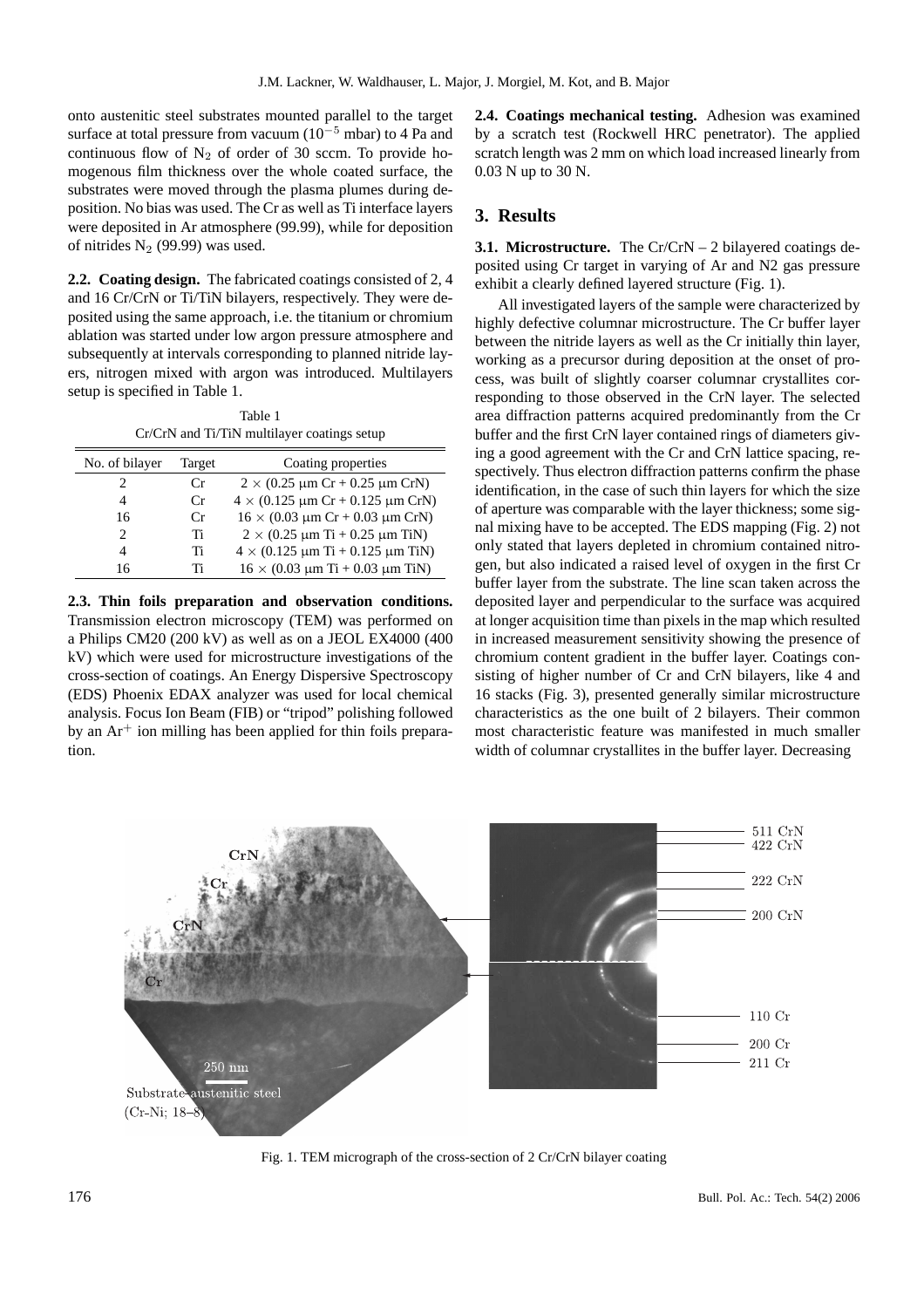onto austenitic steel substrates mounted parallel to the target surface at total pressure from vacuum ($10^{-5}$ mbar) to 4 Pa and continuous flow of $N_2$ of order of 30 sccm. To provide homogenous film thickness over the whole coated surface, the substrates were moved through the plasma plumes during deposition. No bias was used. The Cr as well as Ti interface layers were deposited in Ar atmosphere (99.99), while for deposition of nitrides $N_2$ (99.99) was used.

**2.2. Coating design.** The fabricated coatings consisted of 2, 4 and 16 Cr/CrN or Ti/TiN bilayers, respectively. They were deposited using the same approach, i.e. the titanium or chromium ablation was started under low argon pressure atmosphere and subsequently at intervals corresponding to planned nitride layers, nitrogen mixed with argon was introduced. Multilayers setup is specified in Table 1.

Table 1
Cr/CrN and Ti/TiN multilayer coatings setup

| No. of bilayer | Target | Coating properties |
|---|---|---|
| 2 | Cr | $2 \times$ (0.25 μm Cr + 0.25 μm CrN) |
| 4 | Cr | $4 \times$ (0.125 μm Cr + 0.125 μm CrN) |
| 16 | Cr | $16 \times$ (0.03 μm Cr + 0.03 μm CrN) |
| 2 | Ti | $2 \times$ (0.25 μm Ti + 0.25 μm TiN) |
| 4 | Ti | $4 \times$ (0.125 μm Ti + 0.125 μm TiN) |
| 16 | Ti | $16 \times$ (0.03 μm Ti + 0.03 μm TiN) |

**2.3. Thin foils preparation and observation conditions.** Transmission electron microscopy (TEM) was performed on a Philips CM20 (200 kV) as well as on a JEOL EX4000 (400 kV) which were used for microstructure investigations of the cross-section of coatings. An Energy Dispersive Spectroscopy (EDS) Phoenix EDAX analyzer was used for local chemical analysis. Focus Ion Beam (FIB) or "tripod" polishing followed by an $Ar^+$ ion milling has been applied for thin foils preparation.

**2.4. Coatings mechanical testing.** Adhesion was examined by a scratch test (Rockwell HRC penetrator). The applied scratch length was 2 mm on which load increased linearly from 0.03 N up to 30 N.

## 3. Results

**3.1. Microstructure.** The Cr/CrN – 2 bilayered coatings deposited using Cr target in varying of Ar and N2 gas pressure exhibit a clearly defined layered structure (Fig. 1).

All investigated layers of the sample were characterized by highly defective columnar microstructure. The Cr buffer layer between the nitride layers as well as the Cr initially thin layer, working as a precursor during deposition at the onset of process, was built of slightly coarser columnar crystallites corresponding to those observed in the CrN layer. The selected area diffraction patterns acquired predominantly from the Cr buffer and the first CrN layer contained rings of diameters giving a good agreement with the Cr and CrN lattice spacing, respectively. Thus electron diffraction patterns confirm the phase identification, in the case of such thin layers for which the size of aperture was comparable with the layer thickness; some signal mixing have to be accepted. The EDS mapping (Fig. 2) not only stated that layers depleted in chromium contained nitrogen, but also indicated a raised level of oxygen in the first Cr buffer layer from the substrate. The line scan taken across the deposited layer and perpendicular to the surface was acquired at longer acquisition time than pixels in the map which resulted in increased measurement sensitivity showing the presence of chromium content gradient in the buffer layer. Coatings consisting of higher number of Cr and CrN bilayers, like 4 and 16 stacks (Fig. 3), presented generally similar microstructure characteristics as the one built of 2 bilayers. Their common most characteristic feature was manifested in much smaller width of columnar crystallites in the buffer layer. Decreasing

Fig. 1. TEM micrograph of the cross-section of 2 Cr/CrN bilayer coating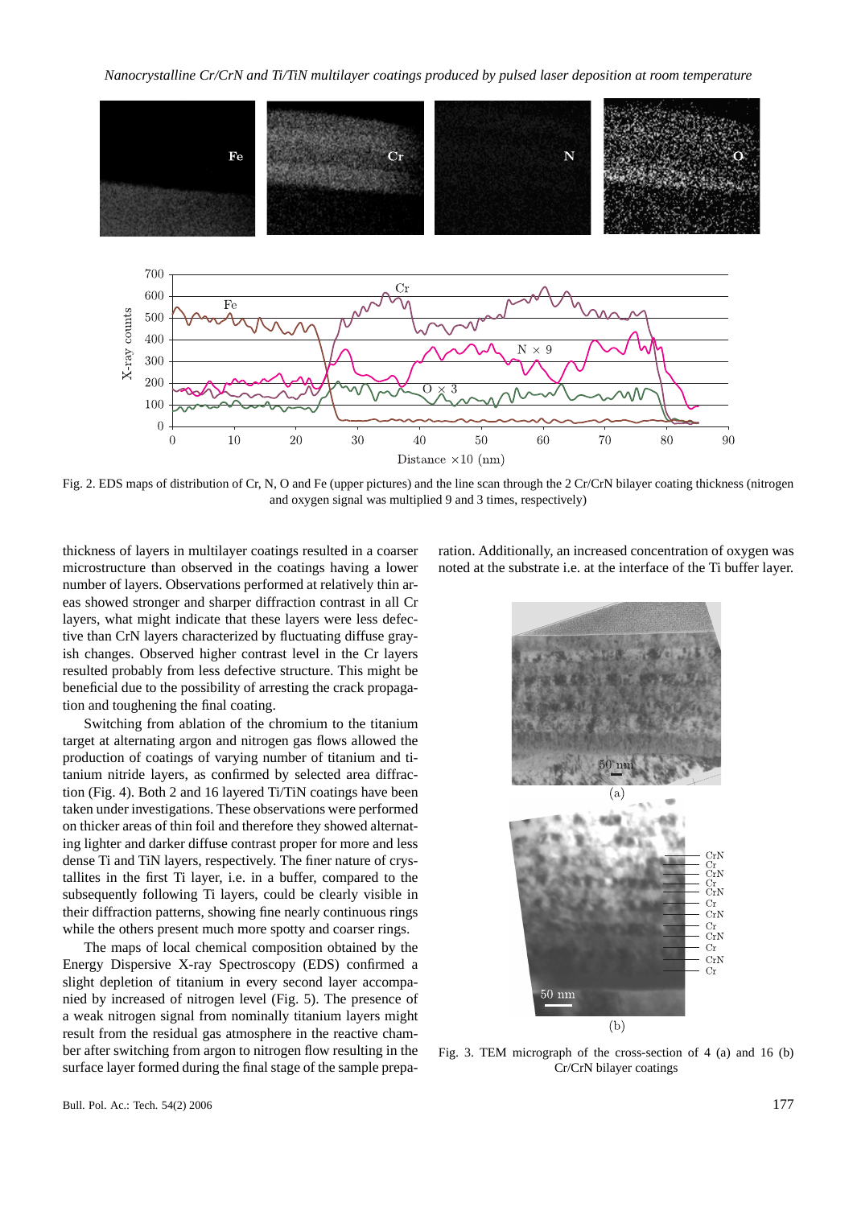Fig. 2. EDS maps of distribution of Cr, N, O and Fe (upper pictures) and the line scan through the 2 Cr/CrN bilayer coating thickness (nitrogen and oxygen signal was multiplied 9 and 3 times, respectively)

thickness of layers in multilayer coatings resulted in a coarser microstructure than observed in the coatings having a lower number of layers. Observations performed at relatively thin areas showed stronger and sharper diffraction contrast in all Cr layers, what might indicate that these layers were less defective than CrN layers characterized by fluctuating diffuse grayish changes. Observed higher contrast level in the Cr layers resulted probably from less defective structure. This might be beneficial due to the possibility of arresting the crack propagation and toughening the final coating.

Switching from ablation of the chromium to the titanium target at alternating argon and nitrogen gas flows allowed the production of coatings of varying number of titanium and titanium nitride layers, as confirmed by selected area diffraction (Fig. 4). Both 2 and 16 layered Ti/TiN coatings have been taken under investigations. These observations were performed on thicker areas of thin foil and therefore they showed alternating lighter and darker diffuse contrast proper for more and less dense Ti and TiN layers, respectively. The finer nature of crystallites in the first Ti layer, i.e. in a buffer, compared to the subsequently following Ti layers, could be clearly visible in their diffraction patterns, showing fine nearly continuous rings while the others present much more spotty and coarser rings.

The maps of local chemical composition obtained by the Energy Dispersive X-ray Spectroscopy (EDS) confirmed a slight depletion of titanium in every second layer accompanied by increased of nitrogen level (Fig. 5). The presence of a weak nitrogen signal from nominally titanium layers might result from the residual gas atmosphere in the reactive chamber after switching from argon to nitrogen flow resulting in the surface layer formed during the final stage of the sample preparation. Additionally, an increased concentration of oxygen was noted at the substrate i.e. at the interface of the Ti buffer layer.

Fig. 3. TEM micrograph of the cross-section of 4 (a) and 16 (b) Cr/CrN bilayer coatings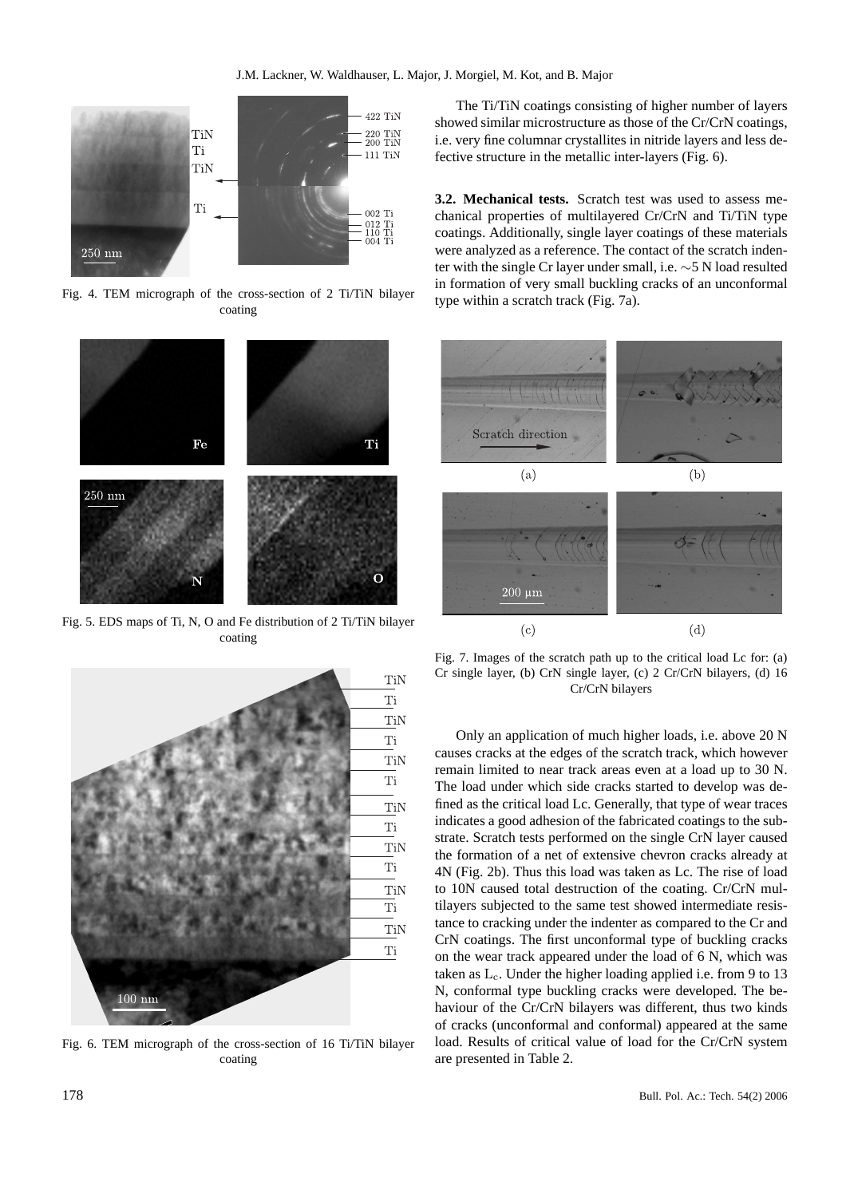Fig. 4. TEM micrograph of the cross-section of 2 Ti/TiN bilayer coating

Fig. 5. EDS maps of Ti, N, O and Fe distribution of 2 Ti/TiN bilayer coating

Fig. 6. TEM micrograph of the cross-section of 16 Ti/TiN bilayer coating

The Ti/TiN coatings consisting of higher number of layers showed similar microstructure as those of the Cr/CrN coatings, i.e. very fine columnar crystallites in nitride layers and less defective structure in the metallic inter-layers (Fig. 6).

**3.2. Mechanical tests.** Scratch test was used to assess mechanical properties of multilayered Cr/CrN and Ti/TiN type coatings. Additionally, single layer coatings of these materials were analyzed as a reference. The contact of the scratch indenter with the single Cr layer under small, i.e. ∼5 N load resulted in formation of very small buckling cracks of an unconformal type within a scratch track (Fig. 7a).

Fig. 7. Images of the scratch path up to the critical load Lc for: (a) Cr single layer, (b) CrN single layer, (c) 2 Cr/CrN bilayers, (d) 16 Cr/CrN bilayers

Only an application of much higher loads, i.e. above 20 N causes cracks at the edges of the scratch track, which however remain limited to near track areas even at a load up to 30 N. The load under which side cracks started to develop was defined as the critical load Lc. Generally, that type of wear traces indicates a good adhesion of the fabricated coatings to the substrate. Scratch tests performed on the single CrN layer caused the formation of a net of extensive chevron cracks already at 4N (Fig. 2b). Thus this load was taken as Lc. The rise of load to 10N caused total destruction of the coating. Cr/CrN multilayers subjected to the same test showed intermediate resistance to cracking under the indenter as compared to the Cr and CrN coatings. The first unconformal type of buckling cracks on the wear track appeared under the load of 6 N, which was taken as $L_c$. Under the higher loading applied i.e. from 9 to 13 N, conformal type buckling cracks were developed. The behaviour of the Cr/CrN bilayers was different, thus two kinds of cracks (unconformal and conformal) appeared at the same load. Results of critical value of load for the Cr/CrN system are presented in Table 2.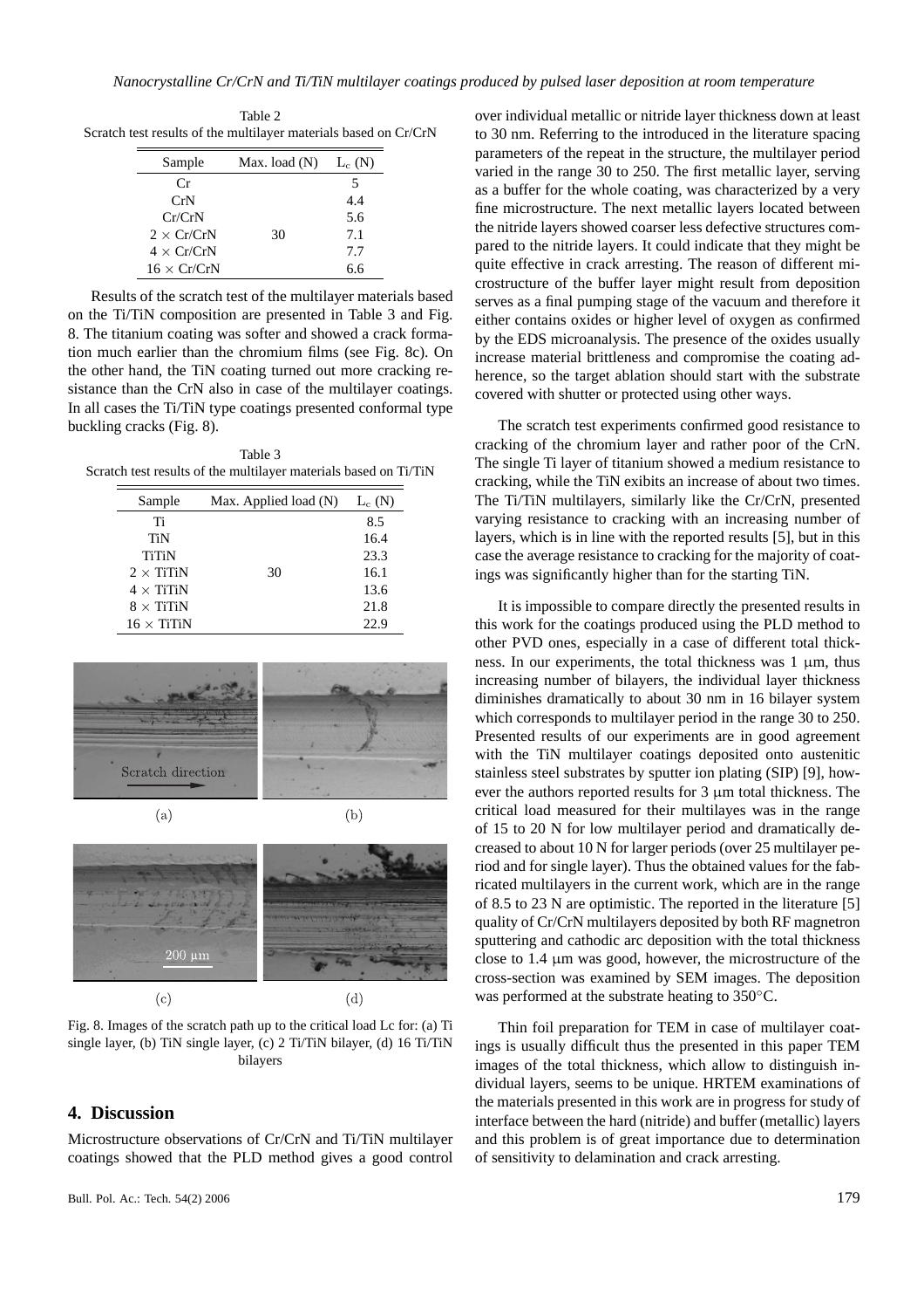Table 2
Scratch test results of the multilayer materials based on Cr/CrN

| Sample | Max. load (N) | $L_c$ (N) |
|---|---|---|
| Cr | | 5 |
| CrN | | 4.4 |
| Cr/CrN | | 5.6 |
| 2 × Cr/CrN | 30 | 7.1 |
| 4 × Cr/CrN | | 7.7 |
| 16 × Cr/CrN | | 6.6 |

Results of the scratch test of the multilayer materials based on the Ti/TiN composition are presented in Table 3 and Fig. 8. The titanium coating was softer and showed a crack formation much earlier than the chromium films (see Fig. 8c). On the other hand, the TiN coating turned out more cracking resistance than the CrN also in case of the multilayer coatings. In all cases the Ti/TiN type coatings presented conformal type buckling cracks (Fig. 8).

Table 3
Scratch test results of the multilayer materials based on Ti/TiN

| Sample | Max. Applied load (N) | $L_c$ (N) |
|---|---|---|
| Ti | | 8.5 |
| TiN | | 16.4 |
| TiTiN | | 23.3 |
| 2 × TiTiN | 30 | 16.1 |
| 4 × TiTiN | | 13.6 |
| 8 × TiTiN | | 21.8 |
| 16 × TiTiN | | 22.9 |

Fig. 8. Images of the scratch path up to the critical load Lc for: (a) Ti single layer, (b) TiN single layer, (c) 2 Ti/TiN bilayer, (d) 16 Ti/TiN bilayers

## 4. Discussion

Microstructure observations of Cr/CrN and Ti/TiN multilayer coatings showed that the PLD method gives a good control over individual metallic or nitride layer thickness down at least to 30 nm. Referring to the introduced in the literature spacing parameters of the repeat in the structure, the multilayer period varied in the range 30 to 250. The first metallic layer, serving as a buffer for the whole coating, was characterized by a very fine microstructure. The next metallic layers located between the nitride layers showed coarser less defective structures compared to the nitride layers. It could indicate that they might be quite effective in crack arresting. The reason of different microstructure of the buffer layer might result from deposition serves as a final pumping stage of the vacuum and therefore it either contains oxides or higher level of oxygen as confirmed by the EDS microanalysis. The presence of the oxides usually increase material brittleness and compromise the coating adherence, so the target ablation should start with the substrate covered with shutter or protected using other ways.

The scratch test experiments confirmed good resistance to cracking of the chromium layer and rather poor of the CrN. The single Ti layer of titanium showed a medium resistance to cracking, while the TiN exibits an increase of about two times. The Ti/TiN multilayers, similarly like the Cr/CrN, presented varying resistance to cracking with an increasing number of layers, which is in line with the reported results [5], but in this case the average resistance to cracking for the majority of coatings was significantly higher than for the starting TiN.

It is impossible to compare directly the presented results in this work for the coatings produced using the PLD method to other PVD ones, especially in a case of different total thickness. In our experiments, the total thickness was 1 μm, thus increasing number of bilayers, the individual layer thickness diminishes dramatically to about 30 nm in 16 bilayer system which corresponds to multilayer period in the range 30 to 250. Presented results of our experiments are in good agreement with the TiN multilayer coatings deposited onto austenitic stainless steel substrates by sputter ion plating (SIP) [9], however the authors reported results for 3 μm total thickness. The critical load measured for their multilayes was in the range of 15 to 20 N for low multilayer period and dramatically decreased to about 10 N for larger periods (over 25 multilayer period and for single layer). Thus the obtained values for the fabricated multilayers in the current work, which are in the range of 8.5 to 23 N are optimistic. The reported in the literature [5] quality of Cr/CrN multilayers deposited by both RF magnetron sputtering and cathodic arc deposition with the total thickness close to 1.4 μm was good, however, the microstructure of the cross-section was examined by SEM images. The deposition was performed at the substrate heating to 350°C.

Thin foil preparation for TEM in case of multilayer coatings is usually difficult thus the presented in this paper TEM images of the total thickness, which allow to distinguish individual layers, seems to be unique. HRTEM examinations of the materials presented in this work are in progress for study of interface between the hard (nitride) and buffer (metallic) layers and this problem is of great importance due to determination of sensitivity to delamination and crack arresting.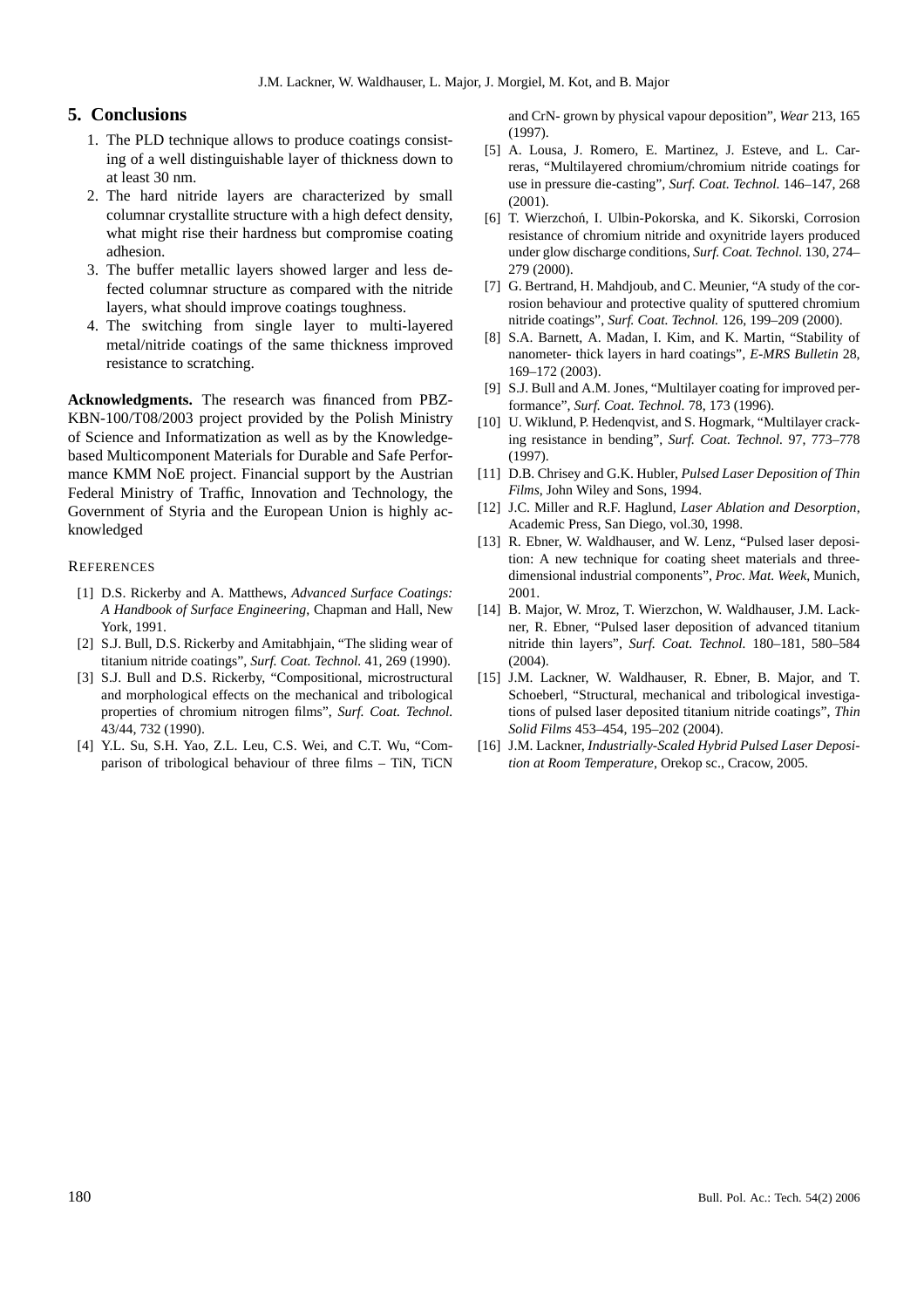## 5. Conclusions

1. The PLD technique allows to produce coatings consisting of a well distinguishable layer of thickness down to at least 30 nm.
2. The hard nitride layers are characterized by small columnar crystallite structure with a high defect density, what might rise their hardness but compromise coating adhesion.
3. The buffer metallic layers showed larger and less defected columnar structure as compared with the nitride layers, what should improve coatings toughness.
4. The switching from single layer to multi-layered metal/nitride coatings of the same thickness improved resistance to scratching.

**Acknowledgments.** The research was financed from PBZ-KBN-100/T08/2003 project provided by the Polish Ministry of Science and Informatization as well as by the Knowledge-based Multicomponent Materials for Durable and Safe Performance KMM NoE project. Financial support by the Austrian Federal Ministry of Traffic, Innovation and Technology, the Government of Styria and the European Union is highly acknowledged

### References

[1] D.S. Rickerby and A. Matthews, *Advanced Surface Coatings: A Handbook of Surface Engineering*, Chapman and Hall, New York, 1991.

[2] S.J. Bull, D.S. Rickerby and Amitabhjain, "The sliding wear of titanium nitride coatings", *Surf. Coat. Technol.* 41, 269 (1990).

[3] S.J. Bull and D.S. Rickerby, "Compositional, microstructural and morphological effects on the mechanical and tribological properties of chromium nitrogen films", *Surf. Coat. Technol.* 43/44, 732 (1990).

[4] Y.L. Su, S.H. Yao, Z.L. Leu, C.S. Wei, and C.T. Wu, "Comparison of tribological behaviour of three films – TiN, TiCN and CrN- grown by physical vapour deposition", *Wear* 213, 165 (1997).

[5] A. Lousa, J. Romero, E. Martinez, J. Esteve, and L. Carreras, "Multilayered chromium/chromium nitride coatings for use in pressure die-casting", *Surf. Coat. Technol.* 146–147, 268 (2001).

[6] T. Wierzchoń, I. Ulbin-Pokorska, and K. Sikorski, Corrosion resistance of chromium nitride and oxynitride layers produced under glow discharge conditions, *Surf. Coat. Technol.* 130, 274–279 (2000).

[7] G. Bertrand, H. Mahdjoub, and C. Meunier, "A study of the corrosion behaviour and protective quality of sputtered chromium nitride coatings", *Surf. Coat. Technol.* 126, 199–209 (2000).

[8] S.A. Barnett, A. Madan, I. Kim, and K. Martin, "Stability of nanometer- thick layers in hard coatings", *E-MRS Bulletin* 28, 169–172 (2003).

[9] S.J. Bull and A.M. Jones, "Multilayer coating for improved performance", *Surf. Coat. Technol.* 78, 173 (1996).

[10] U. Wiklund, P. Hedenqvist, and S. Hogmark, "Multilayer cracking resistance in bending", *Surf. Coat. Technol.* 97, 773–778 (1997).

[11] D.B. Chrisey and G.K. Hubler, *Pulsed Laser Deposition of Thin Films*, John Wiley and Sons, 1994.

[12] J.C. Miller and R.F. Haglund, *Laser Ablation and Desorption*, Academic Press, San Diego, vol.30, 1998.

[13] R. Ebner, W. Waldhauser, and W. Lenz, "Pulsed laser deposition: A new technique for coating sheet materials and three-dimensional industrial components", *Proc. Mat. Week*, Munich, 2001.

[14] B. Major, W. Mroz, T. Wierzchon, W. Waldhauser, J.M. Lackner, R. Ebner, "Pulsed laser deposition of advanced titanium nitride thin layers", *Surf. Coat. Technol.* 180–181, 580–584 (2004).

[15] J.M. Lackner, W. Waldhauser, R. Ebner, B. Major, and T. Schoeberl, "Structural, mechanical and tribological investigations of pulsed laser deposited titanium nitride coatings", *Thin Solid Films* 453–454, 195–202 (2004).

[16] J.M. Lackner, *Industrially-Scaled Hybrid Pulsed Laser Deposition at Room Temperature*, Orekop sc., Cracow, 2005.